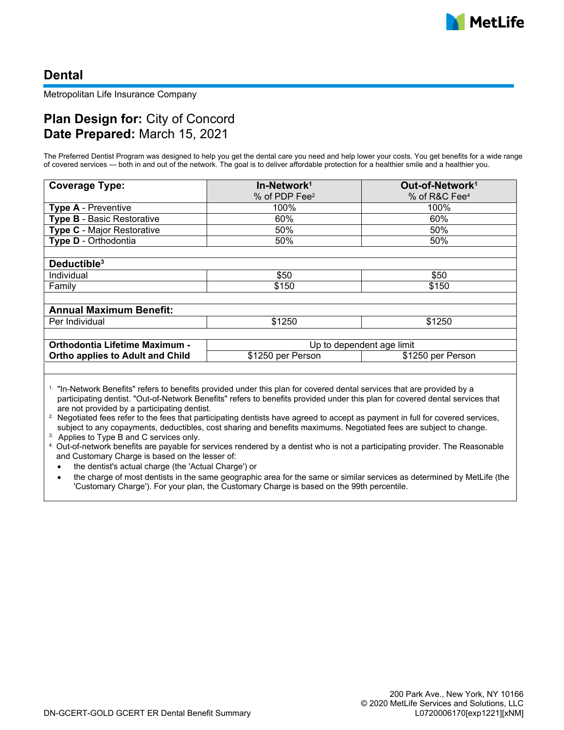# Dental

Metropolitan Life Insurance Company

## Plan Design for: City of Concord
## Date Prepared: March 15, 2021

The Preferred Dentist Program was designed to help you get the dental care you need and help lower your costs. You get benefits for a wide range of covered services — both in and out of the network. The goal is to deliver affordable protection for a healthier smile and a healthier you.

| **Coverage Type:** | **In-Network[1]** % of PDP Fee[2] | **Out-of-Network[1]** % of R&C Fee[4] |
|---|---|---|
| **Type A** - Preventive | 100% | 100% |
| **Type B** - Basic Restorative | 60% | 60% |
| **Type C** - Major Restorative | 50% | 50% |
| **Type D** - Orthodontia | 50% | 50% |
| | | |
| **Deductible[3]** | | |
| Individual | $50 | $50 |
| Family | $150 | $150 |
| | | |
| **Annual Maximum Benefit:** | | |
| Per Individual | $1250 | $1250 |
| | | |
| **Orthodontia Lifetime Maximum - Ortho applies to Adult and Child** | Up to dependent age limit | |
| | $1250 per Person | $1250 per Person |

1. "In-Network Benefits" refers to benefits provided under this plan for covered dental services that are provided by a participating dentist. "Out-of-Network Benefits" refers to benefits provided under this plan for covered dental services that are not provided by a participating dentist.
2. Negotiated fees refer to the fees that participating dentists have agreed to accept as payment in full for covered services, subject to any copayments, deductibles, cost sharing and benefits maximums. Negotiated fees are subject to change.
3. Applies to Type B and C services only.
4. Out-of-network benefits are payable for services rendered by a dentist who is not a participating provider. The Reasonable and Customary Charge is based on the lesser of:
   - the dentist's actual charge (the 'Actual Charge') or
   - the charge of most dentists in the same geographic area for the same or similar services as determined by MetLife (the 'Customary Charge'). For your plan, the Customary Charge is based on the 99th percentile.

DN-GCERT-GOLD GCERT ER Dental Benefit Summary

200 Park Ave., New York, NY 10166
© 2020 MetLife Services and Solutions, LLC
L0720006170[exp1221][xNM]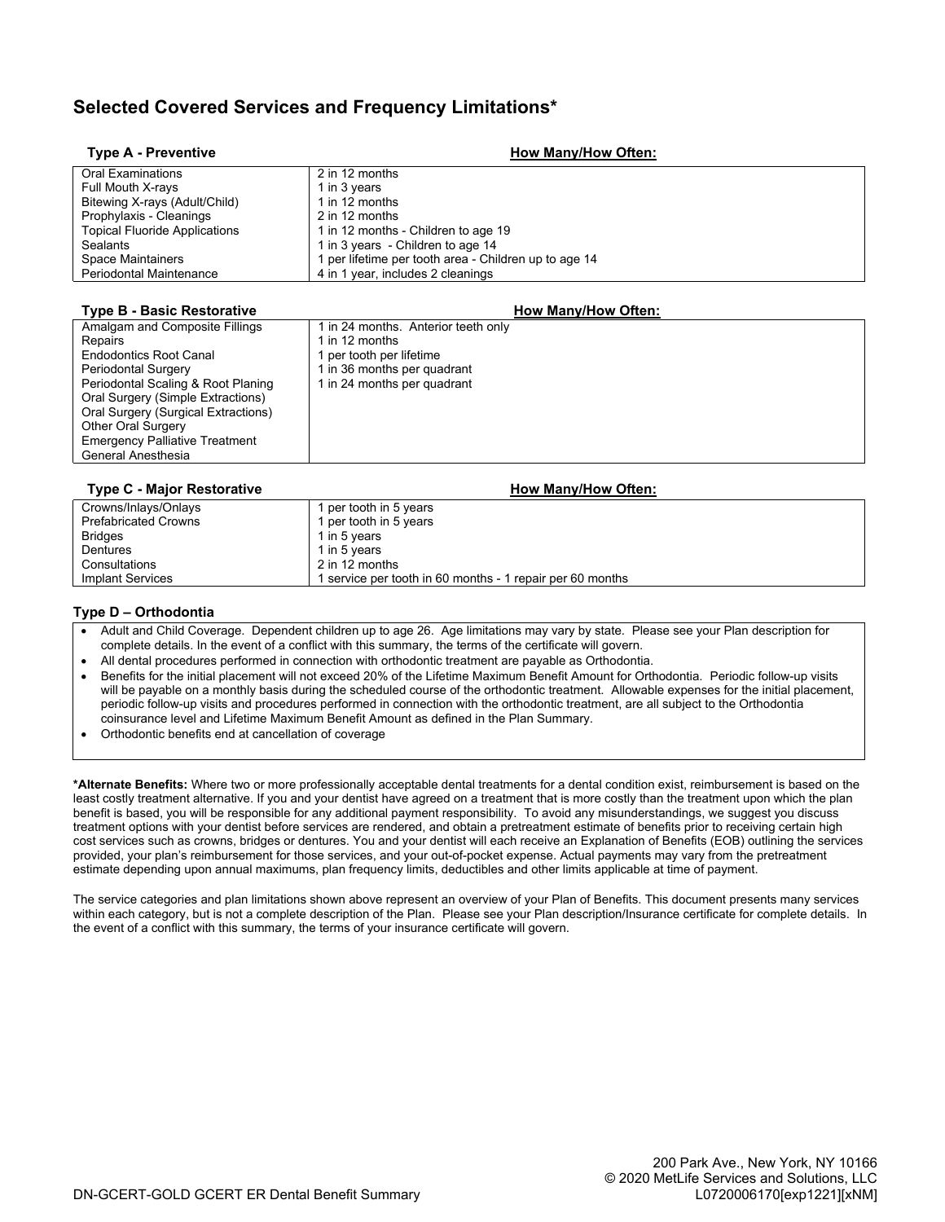## Selected Covered Services and Frequency Limitations*

| Type A - Preventive | How Many/How Often: |
|---|---|
| Oral Examinations | 2 in 12 months |
| Full Mouth X-rays | 1 in 3 years |
| Bitewing X-rays (Adult/Child) | 1 in 12 months |
| Prophylaxis - Cleanings | 2 in 12 months |
| Topical Fluoride Applications | 1 in 12 months - Children to age 19 |
| Sealants | 1 in 3 years - Children to age 14 |
| Space Maintainers | 1 per lifetime per tooth area - Children up to age 14 |
| Periodontal Maintenance | 4 in 1 year, includes 2 cleanings |

| Type B - Basic Restorative | How Many/How Often: |
|---|---|
| Amalgam and Composite Fillings | 1 in 24 months. Anterior teeth only |
| Repairs | 1 in 12 months |
| Endodontics Root Canal | 1 per tooth per lifetime |
| Periodontal Surgery | 1 in 36 months per quadrant |
| Periodontal Scaling & Root Planing | 1 in 24 months per quadrant |
| Oral Surgery (Simple Extractions) | |
| Oral Surgery (Surgical Extractions) | |
| Other Oral Surgery | |
| Emergency Palliative Treatment | |
| General Anesthesia | |

| Type C - Major Restorative | How Many/How Often: |
|---|---|
| Crowns/Inlays/Onlays | 1 per tooth in 5 years |
| Prefabricated Crowns | 1 per tooth in 5 years |
| Bridges | 1 in 5 years |
| Dentures | 1 in 5 years |
| Consultations | 2 in 12 months |
| Implant Services | 1 service per tooth in 60 months - 1 repair per 60 months |

### Type D – Orthodontia

- Adult and Child Coverage. Dependent children up to age 26. Age limitations may vary by state. Please see your Plan description for complete details. In the event of a conflict with this summary, the terms of the certificate will govern.
- All dental procedures performed in connection with orthodontic treatment are payable as Orthodontia.
- Benefits for the initial placement will not exceed 20% of the Lifetime Maximum Benefit Amount for Orthodontia. Periodic follow-up visits will be payable on a monthly basis during the scheduled course of the orthodontic treatment. Allowable expenses for the initial placement, periodic follow-up visits and procedures performed in connection with the orthodontic treatment, are all subject to the Orthodontia coinsurance level and Lifetime Maximum Benefit Amount as defined in the Plan Summary.
- Orthodontic benefits end at cancellation of coverage

***Alternate Benefits:** Where two or more professionally acceptable dental treatments for a dental condition exist, reimbursement is based on the least costly treatment alternative. If you and your dentist have agreed on a treatment that is more costly than the treatment upon which the plan benefit is based, you will be responsible for any additional payment responsibility. To avoid any misunderstandings, we suggest you discuss treatment options with your dentist before services are rendered, and obtain a pretreatment estimate of benefits prior to receiving certain high cost services such as crowns, bridges or dentures. You and your dentist will each receive an Explanation of Benefits (EOB) outlining the services provided, your plan's reimbursement for those services, and your out-of-pocket expense. Actual payments may vary from the pretreatment estimate depending upon annual maximums, plan frequency limits, deductibles and other limits applicable at time of payment.

The service categories and plan limitations shown above represent an overview of your Plan of Benefits. This document presents many services within each category, but is not a complete description of the Plan. Please see your Plan description/Insurance certificate for complete details. In the event of a conflict with this summary, the terms of your insurance certificate will govern.

200 Park Ave., New York, NY 10166
© 2020 MetLife Services and Solutions, LLC
DN-GCERT-GOLD GCERT ER Dental Benefit Summary
L0720006170[exp1221][xNM]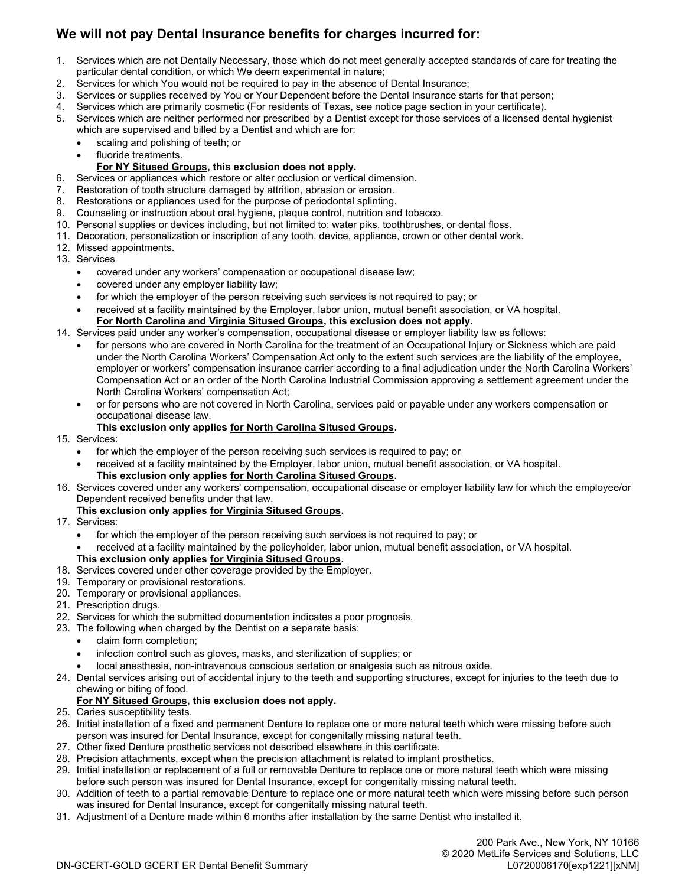## We will not pay Dental Insurance benefits for charges incurred for:

1. Services which are not Dentally Necessary, those which do not meet generally accepted standards of care for treating the particular dental condition, or which We deem experimental in nature;
2. Services for which You would not be required to pay in the absence of Dental Insurance;
3. Services or supplies received by You or Your Dependent before the Dental Insurance starts for that person;
4. Services which are primarily cosmetic (For residents of Texas, see notice page section in your certificate).
5. Services which are neither performed nor prescribed by a Dentist except for those services of a licensed dental hygienist which are supervised and billed by a Dentist and which are for:
   - scaling and polishing of teeth; or
   - fluoride treatments.

   **<u>For NY Sitused Groups</u>, this exclusion does not apply.**
6. Services or appliances which restore or alter occlusion or vertical dimension.
7. Restoration of tooth structure damaged by attrition, abrasion or erosion.
8. Restorations or appliances used for the purpose of periodontal splinting.
9. Counseling or instruction about oral hygiene, plaque control, nutrition and tobacco.
10. Personal supplies or devices including, but not limited to: water piks, toothbrushes, or dental floss.
11. Decoration, personalization or inscription of any tooth, device, appliance, crown or other dental work.
12. Missed appointments.
13. Services
    - covered under any workers' compensation or occupational disease law;
    - covered under any employer liability law;
    - for which the employer of the person receiving such services is not required to pay; or
    - received at a facility maintained by the Employer, labor union, mutual benefit association, or VA hospital.

    **<u>For North Carolina and Virginia Sitused Groups</u>, this exclusion does not apply.**
14. Services paid under any worker's compensation, occupational disease or employer liability law as follows:
    - for persons who are covered in North Carolina for the treatment of an Occupational Injury or Sickness which are paid under the North Carolina Workers' Compensation Act only to the extent such services are the liability of the employee, employer or workers' compensation insurance carrier according to a final adjudication under the North Carolina Workers' Compensation Act or an order of the North Carolina Industrial Commission approving a settlement agreement under the North Carolina Workers' compensation Act;
    - or for persons who are not covered in North Carolina, services paid or payable under any workers compensation or occupational disease law.

    **This exclusion only applies <u>for North Carolina Sitused Groups</u>.**
15. Services:
    - for which the employer of the person receiving such services is required to pay; or
    - received at a facility maintained by the Employer, labor union, mutual benefit association, or VA hospital.

    **This exclusion only applies <u>for North Carolina Sitused Groups</u>.**
16. Services covered under any workers' compensation, occupational disease or employer liability law for which the employee/or Dependent received benefits under that law.

    **This exclusion only applies <u>for Virginia Sitused Groups</u>.**
17. Services:
    - for which the employer of the person receiving such services is not required to pay; or
    - received at a facility maintained by the policyholder, labor union, mutual benefit association, or VA hospital.

    **This exclusion only applies <u>for Virginia Sitused Groups</u>.**
18. Services covered under other coverage provided by the Employer.
19. Temporary or provisional restorations.
20. Temporary or provisional appliances.
21. Prescription drugs.
22. Services for which the submitted documentation indicates a poor prognosis.
23. The following when charged by the Dentist on a separate basis:
    - claim form completion;
    - infection control such as gloves, masks, and sterilization of supplies; or
    - local anesthesia, non-intravenous conscious sedation or analgesia such as nitrous oxide.
24. Dental services arising out of accidental injury to the teeth and supporting structures, except for injuries to the teeth due to chewing or biting of food.

    **<u>For NY Sitused Groups</u>, this exclusion does not apply.**
25. Caries susceptibility tests.
26. Initial installation of a fixed and permanent Denture to replace one or more natural teeth which were missing before such person was insured for Dental Insurance, except for congenitally missing natural teeth.
27. Other fixed Denture prosthetic services not described elsewhere in this certificate.
28. Precision attachments, except when the precision attachment is related to implant prosthetics.
29. Initial installation or replacement of a full or removable Denture to replace one or more natural teeth which were missing before such person was insured for Dental Insurance, except for congenitally missing natural teeth.
30. Addition of teeth to a partial removable Denture to replace one or more natural teeth which were missing before such person was insured for Dental Insurance, except for congenitally missing natural teeth.
31. Adjustment of a Denture made within 6 months after installation by the same Dentist who installed it.

200 Park Ave., New York, NY 10166
© 2020 MetLife Services and Solutions, LLC
DN-GCERT-GOLD GCERT ER Dental Benefit Summary
L0720006170[exp1221][xNM]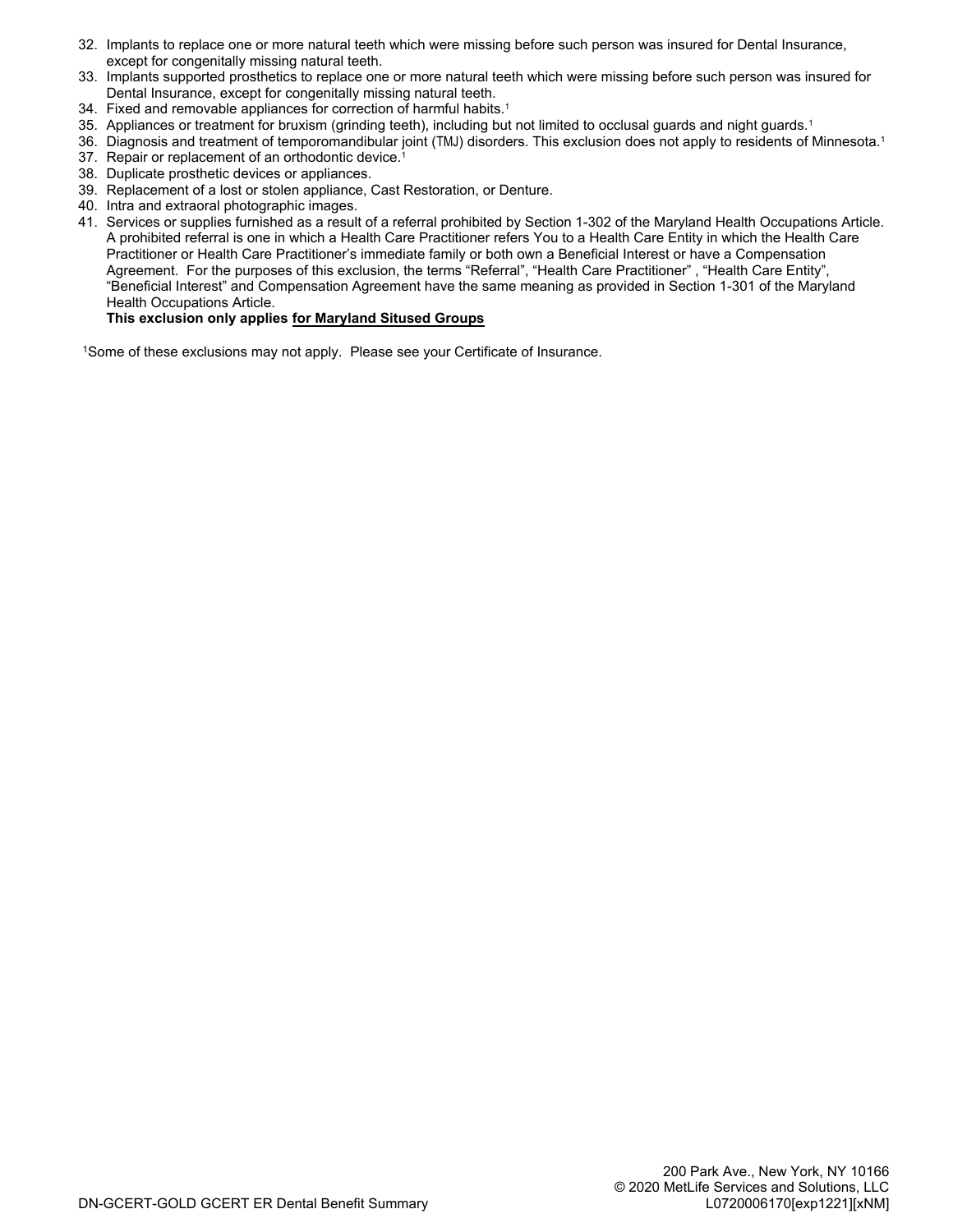32. Implants to replace one or more natural teeth which were missing before such person was insured for Dental Insurance, except for congenitally missing natural teeth.
33. Implants supported prosthetics to replace one or more natural teeth which were missing before such person was insured for Dental Insurance, except for congenitally missing natural teeth.
34. Fixed and removable appliances for correction of harmful habits.[1]
35. Appliances or treatment for bruxism (grinding teeth), including but not limited to occlusal guards and night guards.[1]
36. Diagnosis and treatment of temporomandibular joint (TMJ) disorders. This exclusion does not apply to residents of Minnesota.[1]
37. Repair or replacement of an orthodontic device.[1]
38. Duplicate prosthetic devices or appliances.
39. Replacement of a lost or stolen appliance, Cast Restoration, or Denture.
40. Intra and extraoral photographic images.
41. Services or supplies furnished as a result of a referral prohibited by Section 1-302 of the Maryland Health Occupations Article. A prohibited referral is one in which a Health Care Practitioner refers You to a Health Care Entity in which the Health Care Practitioner or Health Care Practitioner's immediate family or both own a Beneficial Interest or have a Compensation Agreement. For the purposes of this exclusion, the terms "Referral", "Health Care Practitioner" , "Health Care Entity", "Beneficial Interest" and Compensation Agreement have the same meaning as provided in Section 1-301 of the Maryland Health Occupations Article.
**This exclusion only applies <u>for Maryland Sitused Groups</u>**

[1]Some of these exclusions may not apply. Please see your Certificate of Insurance.

200 Park Ave., New York, NY 10166
© 2020 MetLife Services and Solutions, LLC
DN-GCERT-GOLD GCERT ER Dental Benefit Summary
L0720006170[exp1221][xNM]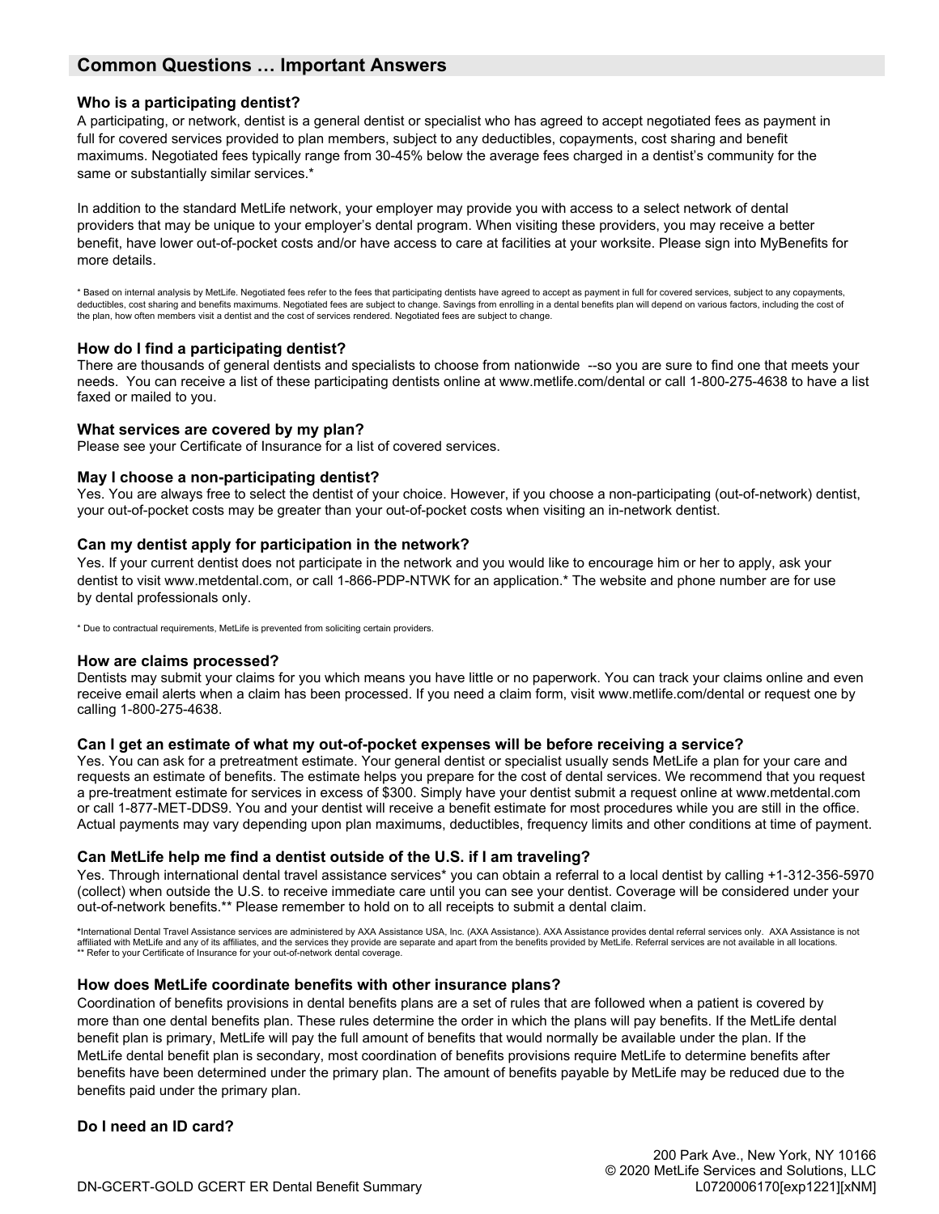## Common Questions … Important Answers

### Who is a participating dentist?

A participating, or network, dentist is a general dentist or specialist who has agreed to accept negotiated fees as payment in full for covered services provided to plan members, subject to any deductibles, copayments, cost sharing and benefit maximums. Negotiated fees typically range from 30-45% below the average fees charged in a dentist's community for the same or substantially similar services.*

In addition to the standard MetLife network, your employer may provide you with access to a select network of dental providers that may be unique to your employer's dental program. When visiting these providers, you may receive a better benefit, have lower out-of-pocket costs and/or have access to care at facilities at your worksite. Please sign into MyBenefits for more details.

* Based on internal analysis by MetLife. Negotiated fees refer to the fees that participating dentists have agreed to accept as payment in full for covered services, subject to any copayments, deductibles, cost sharing and benefits maximums. Negotiated fees are subject to change. Savings from enrolling in a dental benefits plan will depend on various factors, including the cost of the plan, how often members visit a dentist and the cost of services rendered. Negotiated fees are subject to change.

### How do I find a participating dentist?

There are thousands of general dentists and specialists to choose from nationwide --so you are sure to find one that meets your needs. You can receive a list of these participating dentists online at www.metlife.com/dental or call 1-800-275-4638 to have a list faxed or mailed to you.

### What services are covered by my plan?

Please see your Certificate of Insurance for a list of covered services.

### May I choose a non-participating dentist?

Yes. You are always free to select the dentist of your choice. However, if you choose a non-participating (out-of-network) dentist, your out-of-pocket costs may be greater than your out-of-pocket costs when visiting an in-network dentist.

### Can my dentist apply for participation in the network?

Yes. If your current dentist does not participate in the network and you would like to encourage him or her to apply, ask your dentist to visit www.metdental.com, or call 1-866-PDP-NTWK for an application.* The website and phone number are for use by dental professionals only.

* Due to contractual requirements, MetLife is prevented from soliciting certain providers.

### How are claims processed?

Dentists may submit your claims for you which means you have little or no paperwork. You can track your claims online and even receive email alerts when a claim has been processed. If you need a claim form, visit www.metlife.com/dental or request one by calling 1-800-275-4638.

### Can I get an estimate of what my out-of-pocket expenses will be before receiving a service?

Yes. You can ask for a pretreatment estimate. Your general dentist or specialist usually sends MetLife a plan for your care and requests an estimate of benefits. The estimate helps you prepare for the cost of dental services. We recommend that you request a pre-treatment estimate for services in excess of $300. Simply have your dentist submit a request online at www.metdental.com or call 1-877-MET-DDS9. You and your dentist will receive a benefit estimate for most procedures while you are still in the office. Actual payments may vary depending upon plan maximums, deductibles, frequency limits and other conditions at time of payment.

### Can MetLife help me find a dentist outside of the U.S. if I am traveling?

Yes. Through international dental travel assistance services* you can obtain a referral to a local dentist by calling +1-312-356-5970 (collect) when outside the U.S. to receive immediate care until you can see your dentist. Coverage will be considered under your out-of-network benefits.** Please remember to hold on to all receipts to submit a dental claim.

*International Dental Travel Assistance services are administered by AXA Assistance USA, Inc. (AXA Assistance). AXA Assistance provides dental referral services only. AXA Assistance is not affiliated with MetLife and any of its affiliates, and the services they provide are separate and apart from the benefits provided by MetLife. Referral services are not available in all locations.
** Refer to your Certificate of Insurance for your out-of-network dental coverage.

### How does MetLife coordinate benefits with other insurance plans?

Coordination of benefits provisions in dental benefits plans are a set of rules that are followed when a patient is covered by more than one dental benefits plan. These rules determine the order in which the plans will pay benefits. If the MetLife dental benefit plan is primary, MetLife will pay the full amount of benefits that would normally be available under the plan. If the MetLife dental benefit plan is secondary, most coordination of benefits provisions require MetLife to determine benefits after benefits have been determined under the primary plan. The amount of benefits payable by MetLife may be reduced due to the benefits paid under the primary plan.

### Do I need an ID card?

200 Park Ave., New York, NY 10166
© 2020 MetLife Services and Solutions, LLC
DN-GCERT-GOLD GCERT ER Dental Benefit Summary L0720006170[exp1221][xNM]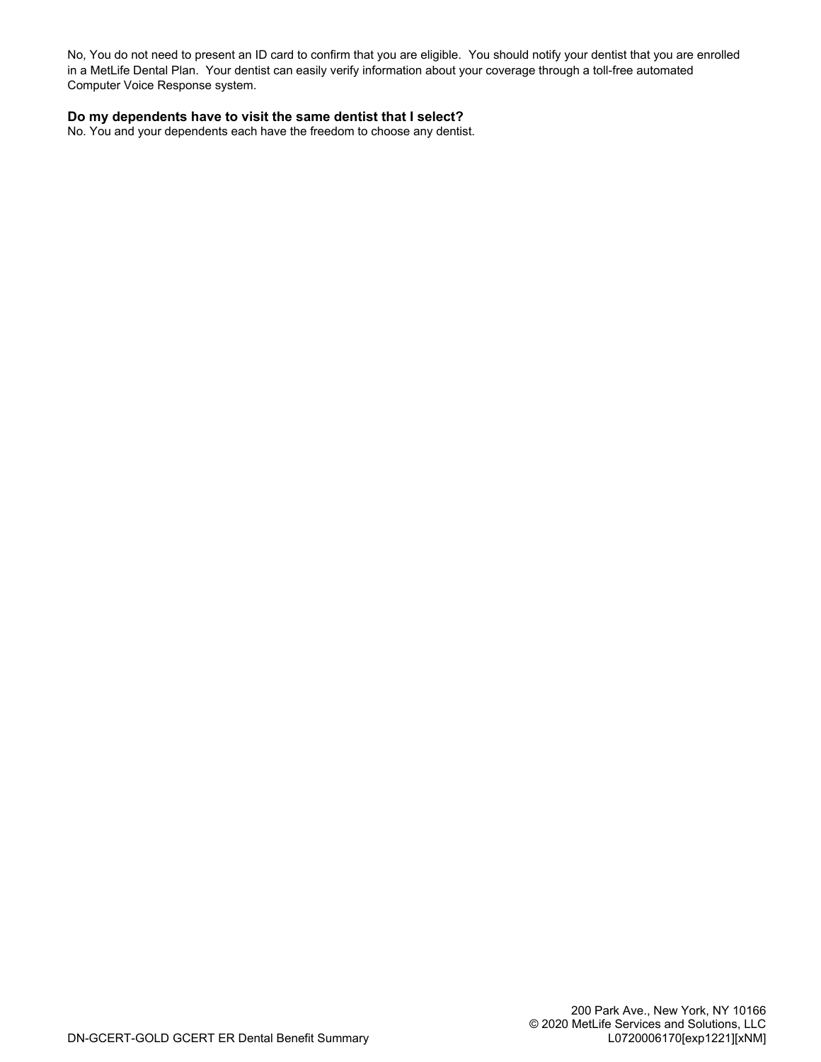No, You do not need to present an ID card to confirm that you are eligible. You should notify your dentist that you are enrolled in a MetLife Dental Plan. Your dentist can easily verify information about your coverage through a toll-free automated Computer Voice Response system.

**Do my dependents have to visit the same dentist that I select?**

No. You and your dependents each have the freedom to choose any dentist.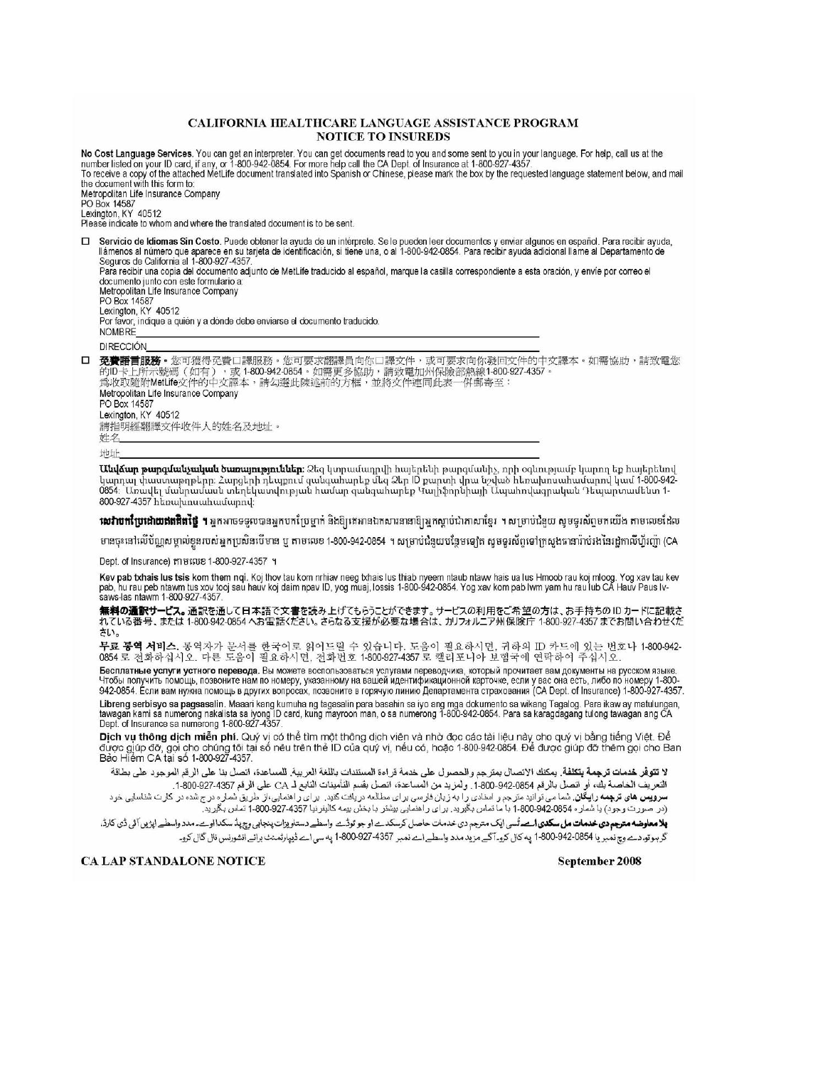## CALIFORNIA HEALTHCARE LANGUAGE ASSISTANCE PROGRAM
## NOTICE TO INSUREDS

**No Cost Language Services.** You can get an interpreter. You can get documents read to you and some sent to you in your language. For help, call us at the number listed on your ID card, if any, or 1-800-942-0854. For more help call the CA Dept. of Insurance at 1-800-927-4357.
To receive a copy of the attached MetLife document translated into Spanish or Chinese, please mark the box by the requested language statement below, and mail the document with this form to:
Metropolitan Life Insurance Company
PO Box 14587
Lexington, KY 40512
Please indicate to whom and where the translated document is to be sent.

☐ **Servicio de Idiomas Sin Costo.** Puede obtener la ayuda de un intérprete. Se le pueden leer documentos y enviar algunos en español. Para recibir ayuda, llámenos al número que aparece en su tarjeta de identificación, si tiene una, o al 1-800-942-0854. Para recibir ayuda adicional llame al Departamento de Seguros de California al 1-800-927-4357.
Para recibir una copia del documento adjunto de MetLife traducido al español, marque la casilla correspondiente a esta oración, y envíe por correo el documento junto con este formulario a:
Metropolitan Life Insurance Company
PO Box 14587
Lexington, KY 40512
Por favor, indique a quién y a dónde debe enviarse el documento traducido.
NOMBRE\_\_\_\_\_\_\_\_\_\_\_\_\_\_\_\_\_\_\_\_\_\_\_\_\_\_\_\_\_\_\_\_\_\_\_\_\_\_\_\_\_\_\_\_
DIRECCIÓN\_\_\_\_\_\_\_\_\_\_\_\_\_\_\_\_\_\_\_\_\_\_\_\_\_\_\_\_\_\_\_\_\_\_\_\_\_\_\_\_\_\_

☐ **免費語言服務。**您可獲得免費口譯服務。您可要求翻譯員向你口譯文件，或可要求向你寄回文件的中文譯本。如需協助，請致電您的ID卡上所示號碼（如有），或 1-800-942-0854。如需更多協助，請致電加州保險部熱線1-800-927-4357。
為收取隨附MetLife文件的中文譯本，請勾選此陳述前的方框，並將文件連同此表一併郵寄至：
Metropolitan Life Insurance Company
PO Box 14587
Lexington, KY 40512
請指明經翻譯文件收件人的姓名及地址。
姓名\_\_\_\_\_\_\_\_\_\_\_\_\_\_\_\_\_\_\_\_\_\_\_\_\_\_\_\_\_\_\_\_\_\_\_\_\_\_\_\_\_\_\_\_\_\_
地址\_\_\_\_\_\_\_\_\_\_\_\_\_\_\_\_\_\_\_\_\_\_\_\_\_\_\_\_\_\_\_\_\_\_\_\_\_\_\_\_\_\_\_\_\_\_

**Անվճար թարգմանչական ծառայություններ:** Ձեզ կտրամադրվի հայերենի թարգմանիչ, որի օգնությամբ կարող եք հայերենով կարդալ փաստաթղթերը: Հարցերի դեպքում զանգահարեք մեզ Ձեր ID քարտի վրա նշված հեռախոսահամարով կամ 1-800-942-0854: Առավել մանրամասն տեղեկատվության համար զանգահարեք Կալիֆորնիայի Ապահովագրական Դեպարտամենտ 1-800-927-4357 հեռախոսահամարով:

**សេវាបកប្រែដោយឥតគិតថ្លៃ ។** អ្នកអាចទទួលបានអ្នកបកប្រែម្នាក់ និងឱ្យគេអានឯកសារនានាឱ្យអ្នកស្តាប់ជាភាសាខ្មែរ ។ សម្រាប់ជំនួយ សូមទូរស័ព្ទមកយើង តាមលេខដែលមានចុះនៅលើប័ណ្ណសម្គាល់ខ្លួនរបស់អ្នកប្រសិនបើមាន ឬ តាមលេខ 1-800-942-0854 ។ សម្រាប់ជំនួយបន្ថែមទៀត សូមទូរស័ព្ទទៅក្រសួងធានារ៉ាប់រងនៃរដ្ឋកាលីហ្វ័រញ៉ា (CA Dept. of Insurance) តាមលេខ 1-800-927-4357 ។

Kev pab txhais lus tsis kom them nqi. Koj thov tau kom nrhiav neeg txhais lus thiab nyeem ntaub ntawv hais ua lus Hmoob rau koj mloog. Yog xav tau kev pab, hu rau peb ntawm tus xov tooj sau hauv koj daim npav ID, yog muaj, lossis 1-800-942-0854. Yog xav kom pab lwm yam hu rau lub CA Hauv Paus Iv-saws-las ntawm 1-800-927-4357.

**無料の通訳サービス。**通訳を通して日本語で文書を読み上げてもらうことができます。サービスの利用をご希望の方は、お手持ちの ID カードに記載されている番号、または 1-800-942-0854 へお電話ください。さらなる支援が必要な場合は、カリフォルニア州保険庁 1-800-927-4357 までお問い合わせください。

**무료 통역 서비스.** 통역자가 문서를 한국어로 읽어드릴 수 있습니다. 도움이 필요하시면, 귀하의 ID 카드에 있는 번호나 1-800-942-0854 로 전화하십시오. 다른 도움이 필요하시면, 전화번호 1-800-927-4357 로 캘리포니아 보험국에 연락하여 주십시오.

**Бесплатные услуги устного перевода.** Вы можете воспользоваться услугами переводчика, который прочитает вам документы на русском языке. Чтобы получить помощь, позвоните нам по номеру, указанному на вашей идентификационной карточке, если у вас она есть, либо по номеру 1-800-942-0854. Если вам нужна помощь в других вопросах, позвоните в горячую линию Департамента страхования (CA Dept. of Insurance) 1-800-927-4357.

**Libreng serbisyo sa pagsasalin.** Maaari kang kumuha ng tagasalin para basahin sa iyo ang mga dokumento sa wikang Tagalog. Para ikaw ay matulungan, tawagan kami sa numerong nakalista sa iyong ID card, kung mayroon man, o sa numerong 1-800-942-0854. Para sa karagdagang tulong tawagan ang CA Dept. of Insurance sa numerong 1-800-927-4357.

**Dịch vụ thông dịch miễn phí.** Quý vị có thể tìm một thông dịch viên và nhờ đọc các tài liệu này cho quý vị bằng tiếng Việt. Để được giúp đỡ, gọi cho chúng tôi tại số nêu trên thẻ ID của quý vị, nếu có, hoặc 1-800-942-0854. Để được giúp đỡ thêm gọi cho Ban Bảo Hiểm CA tại số 1-800-927-4357.

**لا تتوفر خدمات ترجمة بتكلفة.** يمكنك الاتصال بمترجم والحصول على خدمة قراءة المستندات باللغة العربية. للمساعدة، اتصل بنا على الرقم الموجود على بطاقة التعريف الخاصة بك، أو اتصل بالرقم 0854-942-800-1. ولمزيد من المساعدة، اتصل بقسم التأمينات التابع لـ CA على الرقم 4357-927-800-1.

**سرويس های ترجمه رايگان.** شما می توانيد مترجم و امدادی را به زبان فارسی برای مطالعه دريافت کنيد. برای راهنمايی، از طريق شماره درج شده در کارت شناسايی خود (در صورت وجود) يا شماره 0854-942-800-1 با ما تماس بگيريد. برای راهنمايی بيشتر با بخش بيمه کاليفرنيا 4357-927-800-1 تماس بگيريد.

**بلا معاوضہ مترجم دی خدمات مل سکدی اے۔** تُسی ایک مترجم دی خدمات حاصل کرسکدے او جو تُوڈے واسطے دستاویزات پنجابی وچ پڑھ سکدا اوے۔ مدد واسطے اپڑیں آئی ڈی کارڈ، گرہوتو، دےوچ نمبر یا 0854-942-800-1 پہ کال کرو۔ آگے مزید مدد واسطے اے نمبر 4357-927-800-1 پہ سی اے ڈیپارٹمنٹ برائے انشورنس نال گل کرو۔

**CA LAP STANDALONE NOTICE** September 2008